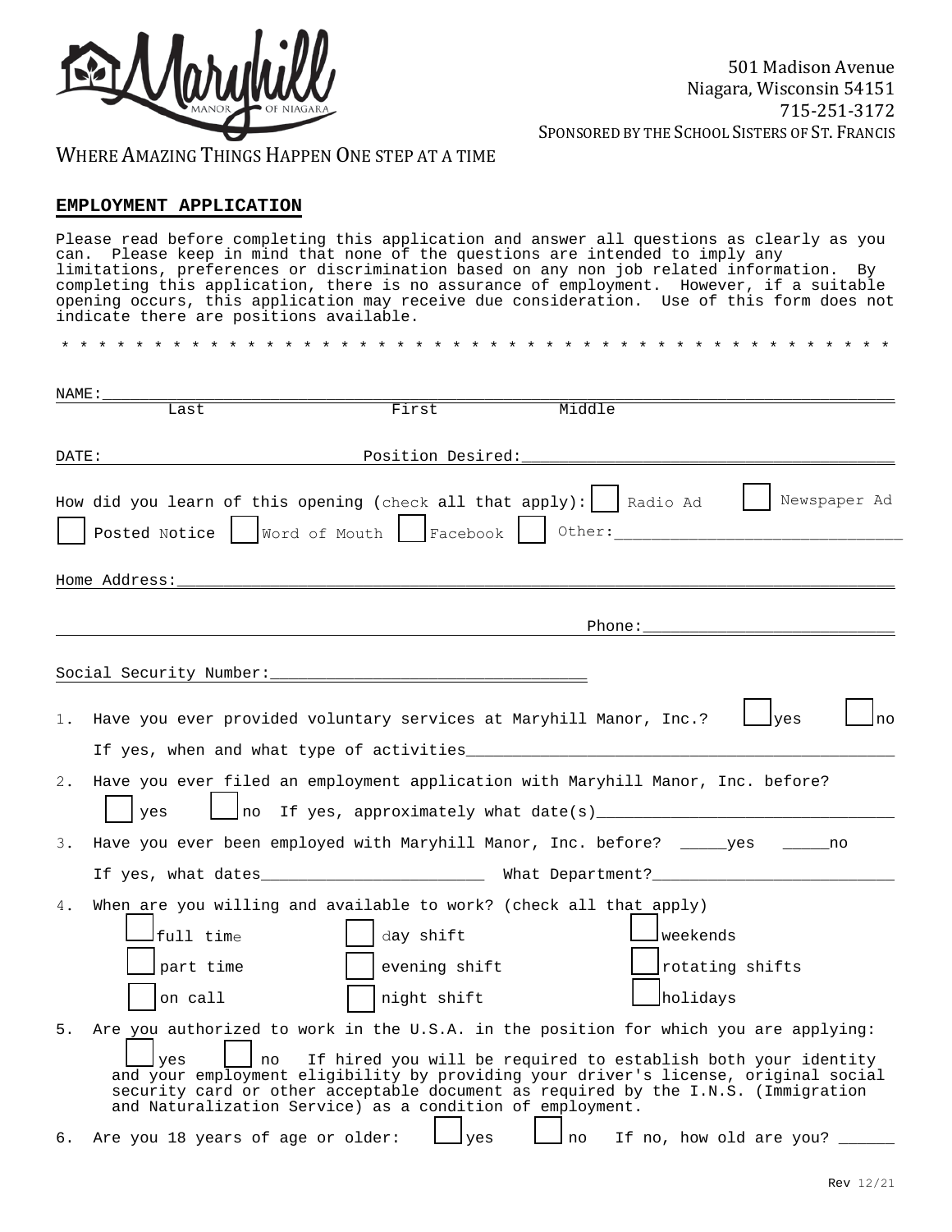501 Madison Avenue
Niagara, Wisconsin 54151
715-251-3172
SPONSORED BY THE SCHOOL SISTERS OF ST. FRANCIS

WHERE AMAZING THINGS HAPPEN ONE STEP AT A TIME

## EMPLOYMENT APPLICATION

Please read before completing this application and answer all questions as clearly as you can. Please keep in mind that none of the questions are intended to imply any limitations, preferences or discrimination based on any non job related information. By completing this application, there is no assurance of employment. However, if a suitable opening occurs, this application may receive due consideration. Use of this form does not indicate there are positions available.

\* \* \* \* \* \* \* \* \* \* \* \* \* \* \* \* \* \* \* \* \* \* \* \* \* \* \* \* \* \* \* \* \* \* \* \* \* \* \* \* \* \* \* \* \*

NAME:_______________________________________________________________________
Last First Middle

DATE:_________________________ Position Desired:______________________________________

How did you learn of this opening (check all that apply): ☐ Radio Ad ☐ Newspaper Ad ☐ Posted Notice ☐ Word of Mouth ☐ Facebook ☐ Other:_______________________________

Home Address:________________________________________________________________________

______________________________________________________ Phone:___________________________

Social Security Number:__________________________________

1. Have you ever provided voluntary services at Maryhill Manor, Inc.? ☐ yes ☐ no
   If yes, when and what type of activities_______________________________________________

2. Have you ever filed an employment application with Maryhill Manor, Inc. before?
   ☐ yes ☐ no If yes, approximately what date(s)_______________________________

3. Have you ever been employed with Maryhill Manor, Inc. before? _____yes _____no
   If yes, what dates________________________ What Department?_________________________

4. When are you willing and available to work? (check all that apply)
   ☐ full time ☐ day shift ☐ weekends
   ☐ part time ☐ evening shift ☐ rotating shifts
   ☐ on call ☐ night shift ☐ holidays

5. Are you authorized to work in the U.S.A. in the position for which you are applying:
   ☐ yes ☐ no If hired you will be required to establish both your identity and your employment eligibility by providing your driver's license, original social security card or other acceptable document as required by the I.N.S. (Immigration and Naturalization Service) as a condition of employment.

6. Are you 18 years of age or older: ☐ yes ☐ no If no, how old are you? ______

Rev 12/21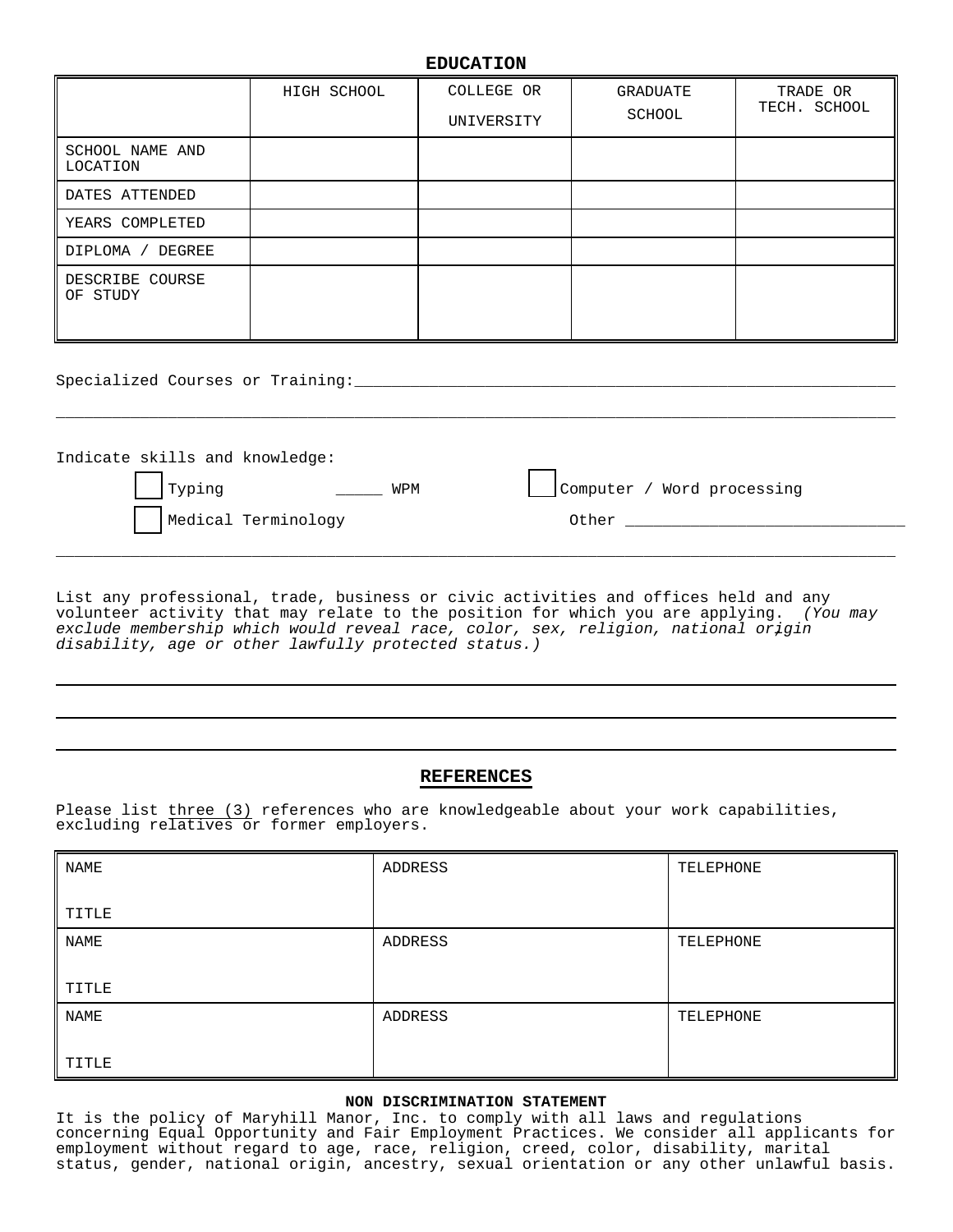## EDUCATION

| | HIGH SCHOOL | COLLEGE OR UNIVERSITY | GRADUATE SCHOOL | TRADE OR TECH. SCHOOL |
|---|---|---|---|---|
| SCHOOL NAME AND LOCATION | | | | |
| DATES ATTENDED | | | | |
| YEARS COMPLETED | | | | |
| DIPLOMA / DEGREE | | | | |
| DESCRIBE COURSE OF STUDY | | | | |

Specialized Courses or Training:______________________________________________________________

_____________________________________________________________________________________________

Indicate skills and knowledge:

- ☐ Typing _____ WPM
- ☐ Computer / Word processing
- ☐ Medical Terminology
- Other ______________________________

_____________________________________________________________________________________________

List any professional, trade, business or civic activities and offices held and any volunteer activity that may relate to the position for which you are applying. *(You may exclude membership which would reveal race, color, sex, religion, national origin, disability, age or other lawfully protected status.)*

_____________________________________________________________________________________________

_____________________________________________________________________________________________

_____________________________________________________________________________________________

## REFERENCES

Please list three (3) references who are knowledgeable about your work capabilities, excluding relatives or former employers.

| NAME / TITLE | ADDRESS | TELEPHONE |
|---|---|---|
| NAME<br><br>TITLE | ADDRESS | TELEPHONE |
| NAME<br><br>TITLE | ADDRESS | TELEPHONE |
| NAME<br><br>TITLE | ADDRESS | TELEPHONE |

**NON DISCRIMINATION STATEMENT**

It is the policy of Maryhill Manor, Inc. to comply with all laws and regulations concerning Equal Opportunity and Fair Employment Practices. We consider all applicants for employment without regard to age, race, religion, creed, color, disability, marital status, gender, national origin, ancestry, sexual orientation or any other unlawful basis.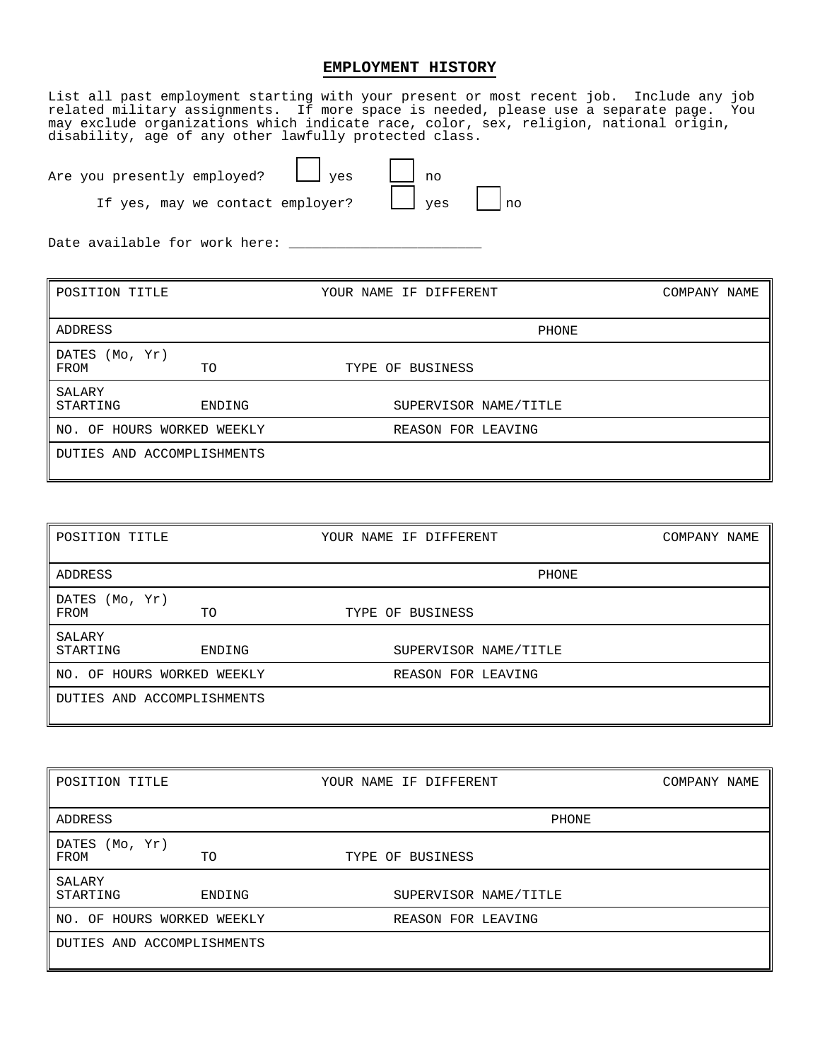## EMPLOYMENT HISTORY

List all past employment starting with your present or most recent job. Include any job related military assignments. If more space is needed, please use a separate page. You may exclude organizations which indicate race, color, sex, religion, national origin, disability, age of any other lawfully protected class.

Are you presently employed? ☐ yes ☐ no

If yes, may we contact employer? ☐ yes ☐ no

Date available for work here: ________________________

| POSITION TITLE | | YOUR NAME IF DIFFERENT | COMPANY NAME |
|---|---|---|---|
| ADDRESS | | PHONE | |
| DATES (Mo, Yr) FROM | TO | TYPE OF BUSINESS | |
| SALARY STARTING | ENDING | SUPERVISOR NAME/TITLE | |
| NO. OF HOURS WORKED WEEKLY | | REASON FOR LEAVING | |
| DUTIES AND ACCOMPLISHMENTS | | | |

| POSITION TITLE | | YOUR NAME IF DIFFERENT | COMPANY NAME |
|---|---|---|---|
| ADDRESS | | PHONE | |
| DATES (Mo, Yr) FROM | TO | TYPE OF BUSINESS | |
| SALARY STARTING | ENDING | SUPERVISOR NAME/TITLE | |
| NO. OF HOURS WORKED WEEKLY | | REASON FOR LEAVING | |
| DUTIES AND ACCOMPLISHMENTS | | | |

| POSITION TITLE | | YOUR NAME IF DIFFERENT | COMPANY NAME |
|---|---|---|---|
| ADDRESS | | PHONE | |
| DATES (Mo, Yr) FROM | TO | TYPE OF BUSINESS | |
| SALARY STARTING | ENDING | SUPERVISOR NAME/TITLE | |
| NO. OF HOURS WORKED WEEKLY | | REASON FOR LEAVING | |
| DUTIES AND ACCOMPLISHMENTS | | | |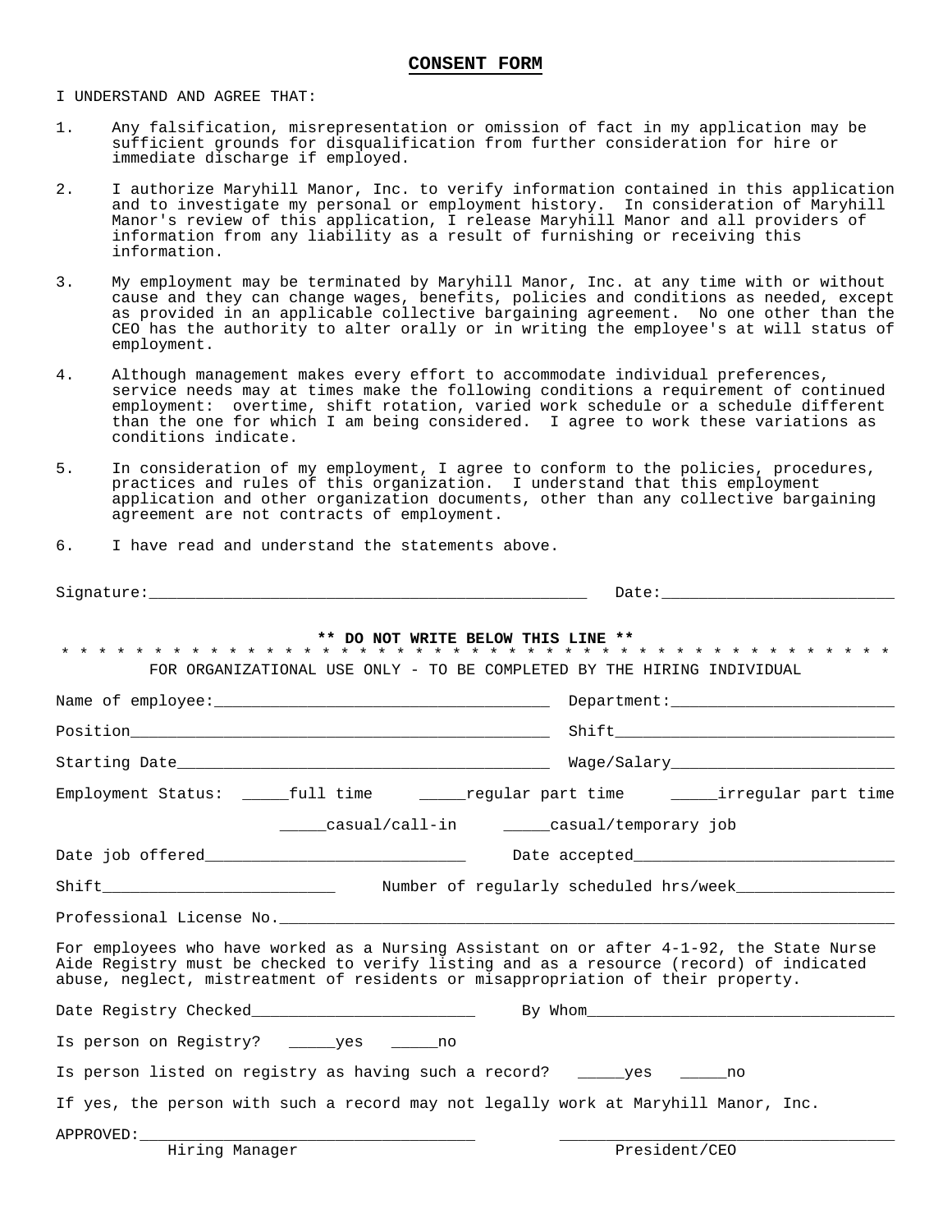# CONSENT FORM

I UNDERSTAND AND AGREE THAT:

1. Any falsification, misrepresentation or omission of fact in my application may be sufficient grounds for disqualification from further consideration for hire or immediate discharge if employed.

2. I authorize Maryhill Manor, Inc. to verify information contained in this application and to investigate my personal or employment history. In consideration of Maryhill Manor's review of this application, I release Maryhill Manor and all providers of information from any liability as a result of furnishing or receiving this information.

3. My employment may be terminated by Maryhill Manor, Inc. at any time with or without cause and they can change wages, benefits, policies and conditions as needed, except as provided in an applicable collective bargaining agreement. No one other than the CEO has the authority to alter orally or in writing the employee's at will status of employment.

4. Although management makes every effort to accommodate individual preferences, service needs may at times make the following conditions a requirement of continued employment: overtime, shift rotation, varied work schedule or a schedule different than the one for which I am being considered. I agree to work these variations as conditions indicate.

5. In consideration of my employment, I agree to conform to the policies, procedures, practices and rules of this organization. I understand that this employment application and other organization documents, other than any collective bargaining agreement are not contracts of employment.

6. I have read and understand the statements above.

Signature:______________________________________________ Date:_________________________

**\*\* DO NOT WRITE BELOW THIS LINE \*\***

\* \* \* \* \* \* \* \* \* \* \* \* \* \* \* \* \* \* \* \* \* \* \* \* \* \* \* \* \* \* \* \* \* \* \* \* \* \* \* \* \* \* \* \* \* \* \* \* \* \* \* \* \* \*

FOR ORGANIZATIONAL USE ONLY - TO BE COMPLETED BY THE HIRING INDIVIDUAL

Name of employee:____________________________________ Department:________________________

Position_____________________________________________ Shift______________________________

Starting Date________________________________________ Wage/Salary________________________

Employment Status: _____full time _____regular part time _____irregular part time

_____casual/call-in _____casual/temporary job

Date job offered____________________________ Date accepted____________________________

Shift_________________________ Number of regularly scheduled hrs/week________________

Professional License No.______________________________________________________________

For employees who have worked as a Nursing Assistant on or after 4-1-92, the State Nurse Aide Registry must be checked to verify listing and as a resource (record) of indicated abuse, neglect, mistreatment of residents or misappropriation of their property.

Date Registry Checked________________________ By Whom_________________________________

Is person on Registry? _____yes _____no

Is person listed on registry as having such a record? _____yes _____no

If yes, the person with such a record may not legally work at Maryhill Manor, Inc.

APPROVED:____________________________________ ____________________________________

Hiring Manager President/CEO